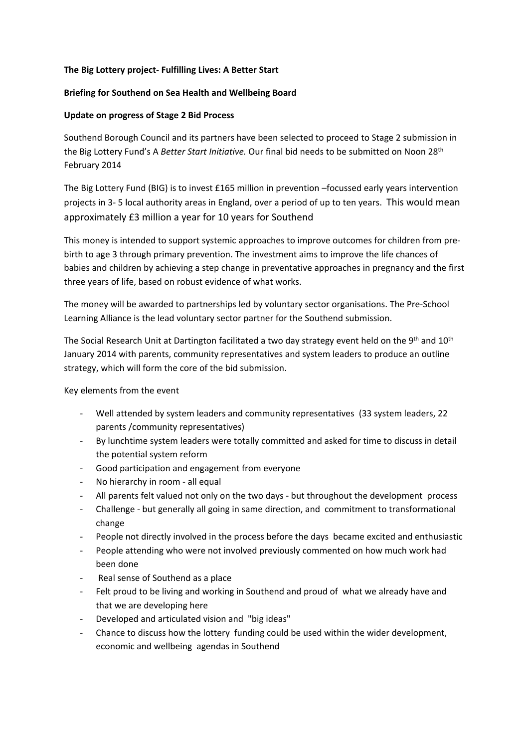**The Big Lottery project- Fulfilling Lives: A Better Start**

**Briefing for Southend on Sea Health and Wellbeing Board**

**Update on progress of Stage 2 Bid Process**

Southend Borough Council and its partners have been selected to proceed to Stage 2 submission in the Big Lottery Fund's A *Better Start Initiative.* Our final bid needs to be submitted on Noon 28th February 2014

The Big Lottery Fund (BIG) is to invest £165 million in prevention –focussed early years intervention projects in 3- 5 local authority areas in England, over a period of up to ten years. This would mean approximately £3 million a year for 10 years for Southend

This money is intended to support systemic approaches to improve outcomes for children from pre-birth to age 3 through primary prevention. The investment aims to improve the life chances of babies and children by achieving a step change in preventative approaches in pregnancy and the first three years of life, based on robust evidence of what works.

The money will be awarded to partnerships led by voluntary sector organisations. The Pre-School Learning Alliance is the lead voluntary sector partner for the Southend submission.

The Social Research Unit at Dartington facilitated a two day strategy event held on the 9th and 10th January 2014 with parents, community representatives and system leaders to produce an outline strategy, which will form the core of the bid submission.

Key elements from the event

- Well attended by system leaders and community representatives (33 system leaders, 22 parents /community representatives)
- By lunchtime system leaders were totally committed and asked for time to discuss in detail the potential system reform
- Good participation and engagement from everyone
- No hierarchy in room - all equal
- All parents felt valued not only on the two days - but throughout the development process
- Challenge - but generally all going in same direction, and commitment to transformational change
- People not directly involved in the process before the days became excited and enthusiastic
- People attending who were not involved previously commented on how much work had been done
- Real sense of Southend as a place
- Felt proud to be living and working in Southend and proud of what we already have and that we are developing here
- Developed and articulated vision and "big ideas"
- Chance to discuss how the lottery funding could be used within the wider development, economic and wellbeing agendas in Southend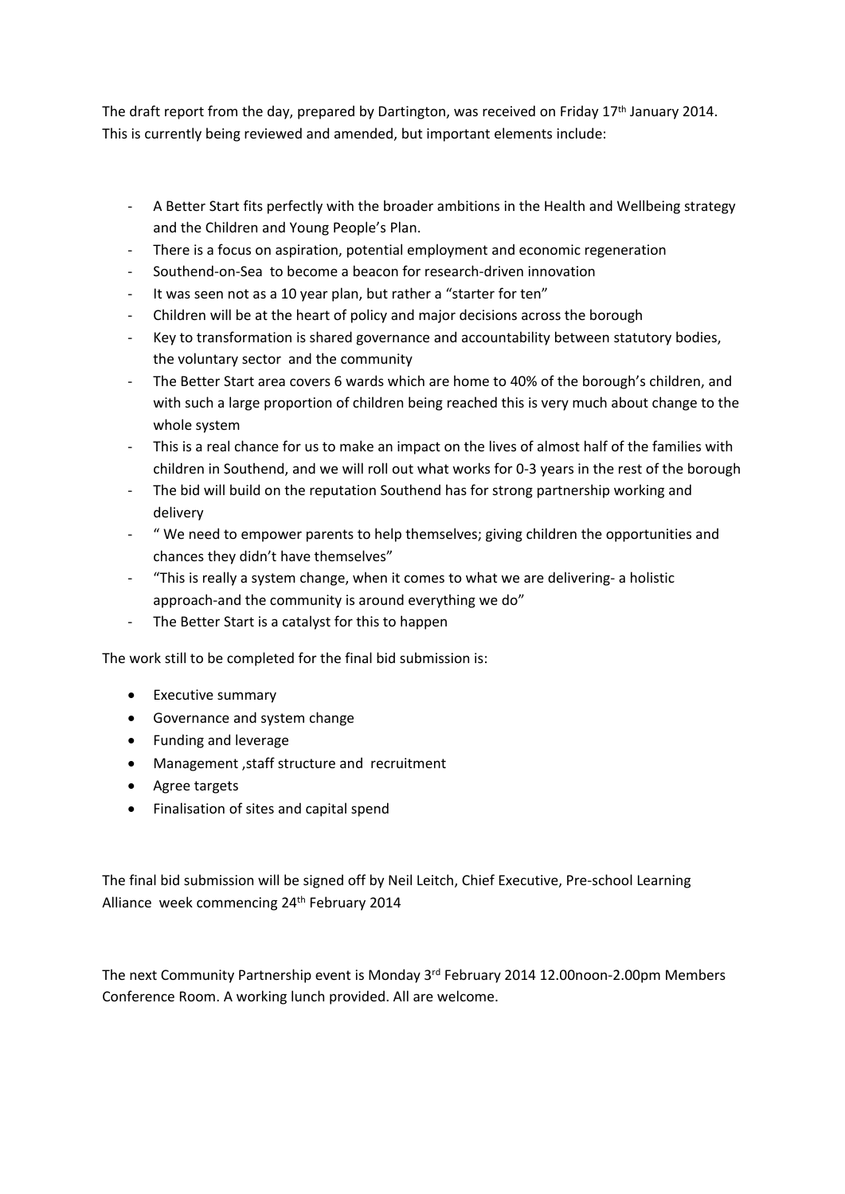The draft report from the day, prepared by Dartington, was received on Friday 17th January 2014. This is currently being reviewed and amended, but important elements include:

- A Better Start fits perfectly with the broader ambitions in the Health and Wellbeing strategy and the Children and Young People's Plan.
- There is a focus on aspiration, potential employment and economic regeneration
- Southend-on-Sea to become a beacon for research-driven innovation
- It was seen not as a 10 year plan, but rather a "starter for ten"
- Children will be at the heart of policy and major decisions across the borough
- Key to transformation is shared governance and accountability between statutory bodies, the voluntary sector and the community
- The Better Start area covers 6 wards which are home to 40% of the borough's children, and with such a large proportion of children being reached this is very much about change to the whole system
- This is a real chance for us to make an impact on the lives of almost half of the families with children in Southend, and we will roll out what works for 0-3 years in the rest of the borough
- The bid will build on the reputation Southend has for strong partnership working and delivery
- " We need to empower parents to help themselves; giving children the opportunities and chances they didn't have themselves"
- "This is really a system change, when it comes to what we are delivering- a holistic approach-and the community is around everything we do"
- The Better Start is a catalyst for this to happen

The work still to be completed for the final bid submission is:

- Executive summary
- Governance and system change
- Funding and leverage
- Management ,staff structure and recruitment
- Agree targets
- Finalisation of sites and capital spend

The final bid submission will be signed off by Neil Leitch, Chief Executive, Pre-school Learning Alliance week commencing 24th February 2014

The next Community Partnership event is Monday 3rd February 2014 12.00noon-2.00pm Members Conference Room. A working lunch provided. All are welcome.